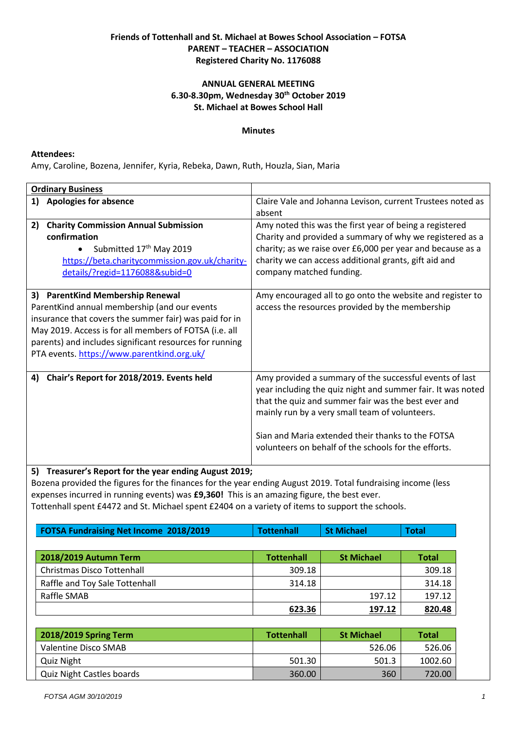**Friends of Tottenhall and St. Michael at Bowes School Association – FOTSA**
**PARENT – TEACHER – ASSOCIATION**
**Registered Charity No. 1176088**

**ANNUAL GENERAL MEETING**
**6.30-8.30pm, Wednesday 30th October 2019**
**St. Michael at Bowes School Hall**

**Minutes**

**Attendees:**
Amy, Caroline, Bozena, Jennifer, Kyria, Rebeka, Dawn, Ruth, Houzla, Sian, Maria

| **Ordinary Business** | |
|---|---|
| **1) Apologies for absence** | Claire Vale and Johanna Levison, current Trustees noted as absent |
| **2) Charity Commission Annual Submission confirmation**<br>• Submitted 17th May 2019<br>https://beta.charitycommission.gov.uk/charity-details/?regid=1176088&subid=0 | Amy noted this was the first year of being a registered Charity and provided a summary of why we registered as a charity; as we raise over £6,000 per year and because as a charity we can access additional grants, gift aid and company matched funding. |
| **3) ParentKind Membership Renewal**<br>ParentKind annual membership (and our events insurance that covers the summer fair) was paid for in May 2019. Access is for all members of FOTSA (i.e. all parents) and includes significant resources for running PTA events. https://www.parentkind.org.uk/ | Amy encouraged all to go onto the website and register to access the resources provided by the membership |
| **4) Chair's Report for 2018/2019. Events held** | Amy provided a summary of the successful events of last year including the quiz night and summer fair. It was noted that the quiz and summer fair was the best ever and mainly run by a very small team of volunteers.<br><br>Sian and Maria extended their thanks to the FOTSA volunteers on behalf of the schools for the efforts. |

**5) Treasurer's Report for the year ending August 2019;**
Bozena provided the figures for the finances for the year ending August 2019. Total fundraising income (less expenses incurred in running events) was **£9,360!** This is an amazing figure, the best ever.
Tottenhall spent £4472 and St. Michael spent £2404 on a variety of items to support the schools.

| **FOTSA Fundraising Net Income 2018/2019** | **Tottenhall** | **St Michael** | **Total** |
|---|---|---|---|

| **2018/2019 Autumn Term** | **Tottenhall** | **St Michael** | **Total** |
|---|---|---|---|
| Christmas Disco Tottenhall | 309.18 | | 309.18 |
| Raffle and Toy Sale Tottenhall | 314.18 | | 314.18 |
| Raffle SMAB | | 197.12 | 197.12 |
| | **623.36** | **197.12** | **820.48** |

| **2018/2019 Spring Term** | **Tottenhall** | **St Michael** | **Total** |
|---|---|---|---|
| Valentine Disco SMAB | | 526.06 | 526.06 |
| Quiz Night | 501.30 | 501.3 | 1002.60 |
| Quiz Night Castles boards | 360.00 | 360 | 720.00 |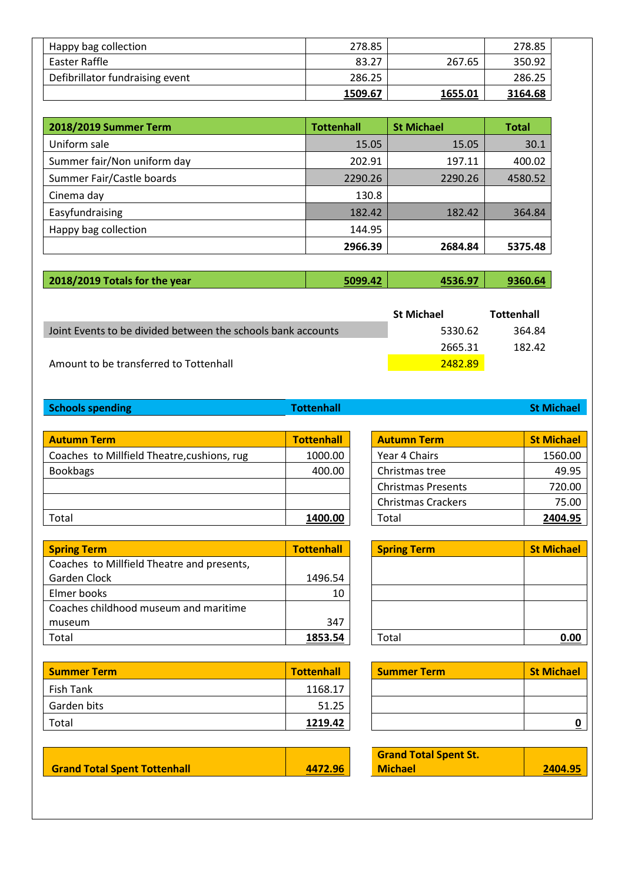| | | | |
|---|---|---|---|
| Happy bag collection | 278.85 | | 278.85 |
| Easter Raffle | 83.27 | 267.65 | 350.92 |
| Defibrillator fundraising event | 286.25 | | 286.25 |
| | **1509.67** | **1655.01** | **3164.68** |

| **2018/2019 Summer Term** | **Tottenhall** | **St Michael** | **Total** |
|---|---|---|---|
| Uniform sale | 15.05 | 15.05 | 30.1 |
| Summer fair/Non uniform day | 202.91 | 197.11 | 400.02 |
| Summer Fair/Castle boards | 2290.26 | 2290.26 | 4580.52 |
| Cinema day | 130.8 | | |
| Easyfundraising | 182.42 | 182.42 | 364.84 |
| Happy bag collection | 144.95 | | |
| | **2966.39** | **2684.84** | **5375.48** |

| **2018/2019 Totals for the year** | **5099.42** | **4536.97** | **9360.64** |
|---|---|---|---|

| | St Michael | Tottenhall |
|---|---|---|
| Joint Events to be divided between the schools bank accounts | 5330.62 | 364.84 |
| | 2665.31 | 182.42 |
| Amount to be transferred to Tottenhall | 2482.89 | |

**Schools spending** — **Tottenhall** / **St Michael**

| **Autumn Term** | **Tottenhall** |
|---|---|
| Coaches to Millfield Theatre,cushions, rug | 1000.00 |
| Bookbags | 400.00 |
| | |
| | |
| Total | **1400.00** |

| **Autumn Term** | **St Michael** |
|---|---|
| Year 4 Chairs | 1560.00 |
| Christmas tree | 49.95 |
| Christmas Presents | 720.00 |
| Christmas Crackers | 75.00 |
| Total | **2404.95** |

| **Spring Term** | **Tottenhall** |
|---|---|
| Coaches to Millfield Theatre and presents, Garden Clock | 1496.54 |
| Elmer books | 10 |
| Coaches childhood museum and maritime museum | 347 |
| Total | **1853.54** |

| **Spring Term** | **St Michael** |
|---|---|
| | |
| | |
| | |
| Total | **0.00** |

| **Summer Term** | **Tottenhall** |
|---|---|
| Fish Tank | 1168.17 |
| Garden bits | 51.25 |
| Total | **1219.42** |

| **Summer Term** | **St Michael** |
|---|---|
| | |
| | |
| | **0** |

| **Grand Total Spent Tottenhall** | **4472.96** |
|---|---|

| **Grand Total Spent St. Michael** | **2404.95** |
|---|---|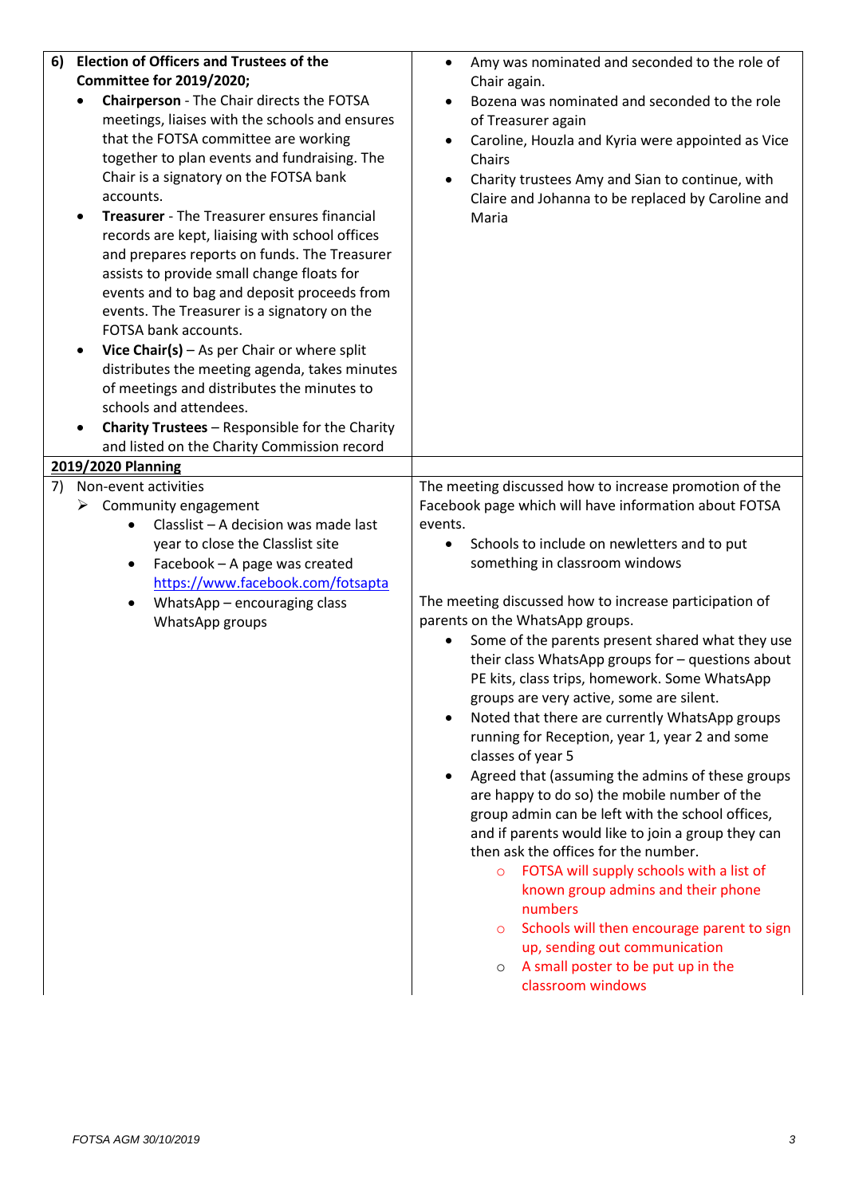| | |
|---|---|
| **6) Election of Officers and Trustees of the Committee for 2019/2020;**<br>• **Chairperson** - The Chair directs the FOTSA meetings, liaises with the schools and ensures that the FOTSA committee are working together to plan events and fundraising. The Chair is a signatory on the FOTSA bank accounts.<br>• **Treasurer** - The Treasurer ensures financial records are kept, liaising with school offices and prepares reports on funds. The Treasurer assists to provide small change floats for events and to bag and deposit proceeds from events. The Treasurer is a signatory on the FOTSA bank accounts.<br>• **Vice Chair(s)** – As per Chair or where split distributes the meeting agenda, takes minutes of meetings and distributes the minutes to schools and attendees.<br>• **Charity Trustees** – Responsible for the Charity and listed on the Charity Commission record | • Amy was nominated and seconded to the role of Chair again.<br>• Bozena was nominated and seconded to the role of Treasurer again<br>• Caroline, Houzla and Kyria were appointed as Vice Chairs<br>• Charity trustees Amy and Sian to continue, with Claire and Johanna to be replaced by Caroline and Maria |
| **<u>2019/2020 Planning</u>** | |
| 7) Non-event activities<br>➢ Community engagement<br>&nbsp;&nbsp;&nbsp;&nbsp;• Classlist – A decision was made last year to close the Classlist site<br>&nbsp;&nbsp;&nbsp;&nbsp;• Facebook – A page was created [https://www.facebook.com/fotsapta](https://www.facebook.com/fotsapta)<br>&nbsp;&nbsp;&nbsp;&nbsp;• WhatsApp – encouraging class WhatsApp groups | The meeting discussed how to increase promotion of the Facebook page which will have information about FOTSA events.<br>• Schools to include on newletters and to put something in classroom windows<br><br>The meeting discussed how to increase participation of parents on the WhatsApp groups.<br>• Some of the parents present shared what they use their class WhatsApp groups for – questions about PE kits, class trips, homework. Some WhatsApp groups are very active, some are silent.<br>• Noted that there are currently WhatsApp groups running for Reception, year 1, year 2 and some classes of year 5<br>• Agreed that (assuming the admins of these groups are happy to do so) the mobile number of the group admin can be left with the school offices, and if parents would like to join a group they can then ask the offices for the number.<br>&nbsp;&nbsp;&nbsp;&nbsp;○ FOTSA will supply schools with a list of known group admins and their phone numbers<br>&nbsp;&nbsp;&nbsp;&nbsp;○ Schools will then encourage parent to sign up, sending out communication<br>&nbsp;&nbsp;&nbsp;&nbsp;○ A small poster to be put up in the classroom windows |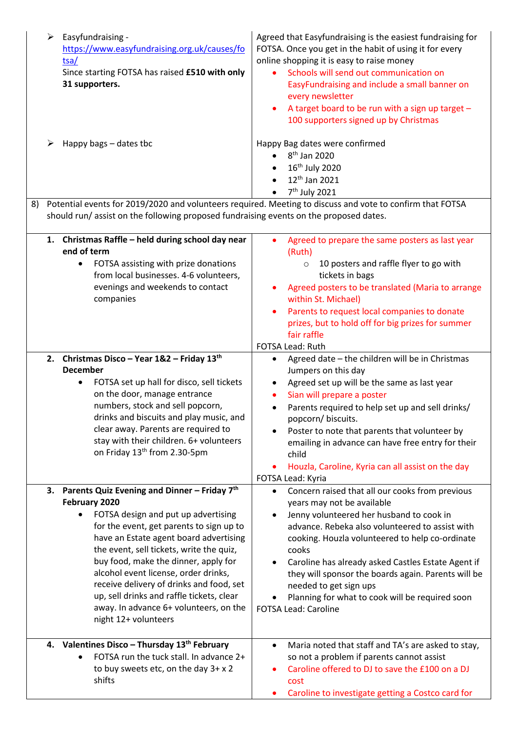| | |
|---|---|
| ➢ Easyfundraising - https://www.easyfundraising.org.uk/causes/fotsa/ <br> Since starting FOTSA has raised **£510 with only 31 supporters.** | Agreed that Easyfundraising is the easiest fundraising for FOTSA. Once you get in the habit of using it for every online shopping it is easy to raise money <br> • Schools will send out communication on EasyFundraising and include a small banner on every newsletter <br> • A target board to be run with a sign up target – 100 supporters signed up by Christmas |
| ➢ Happy bags – dates tbc | Happy Bag dates were confirmed <br> • 8th Jan 2020 <br> • 16th July 2020 <br> • 12th Jan 2021 <br> • 7th July 2021 |
| 8) Potential events for 2019/2020 and volunteers required. Meeting to discuss and vote to confirm that FOTSA should run/ assist on the following proposed fundraising events on the proposed dates. | |
| **1. Christmas Raffle – held during school day near end of term** <br> • FOTSA assisting with prize donations from local businesses. 4-6 volunteers, evenings and weekends to contact companies | • Agreed to prepare the same posters as last year (Ruth) <br> ○ 10 posters and raffle flyer to go with tickets in bags <br> • Agreed posters to be translated (Maria to arrange within St. Michael) <br> • Parents to request local companies to donate prizes, but to hold off for big prizes for summer fair raffle <br> FOTSA Lead: Ruth |
| **2. Christmas Disco – Year 1&2 – Friday 13th December** <br> • FOTSA set up hall for disco, sell tickets on the door, manage entrance numbers, stock and sell popcorn, drinks and biscuits and play music, and clear away. Parents are required to stay with their children. 6+ volunteers on Friday 13th from 2.30-5pm | • Agreed date – the children will be in Christmas Jumpers on this day <br> • Agreed set up will be the same as last year <br> • Sian will prepare a poster <br> • Parents required to help set up and sell drinks/ popcorn/ biscuits. <br> • Poster to note that parents that volunteer by emailing in advance can have free entry for their child <br> • Houzla, Caroline, Kyria can all assist on the day <br> FOTSA Lead: Kyria |
| **3. Parents Quiz Evening and Dinner – Friday 7th February 2020** <br> • FOTSA design and put up advertising for the event, get parents to sign up to have an Estate agent board advertising the event, sell tickets, write the quiz, buy food, make the dinner, apply for alcohol event license, order drinks, receive delivery of drinks and food, set up, sell drinks and raffle tickets, clear away. In advance 6+ volunteers, on the night 12+ volunteers | • Concern raised that all our cooks from previous years may not be available <br> • Jenny volunteered her husband to cook in advance. Rebeka also volunteered to assist with cooking. Houzla volunteered to help co-ordinate cooks <br> • Caroline has already asked Castles Estate Agent if they will sponsor the boards again. Parents will be needed to get sign ups <br> • Planning for what to cook will be required soon <br> FOTSA Lead: Caroline |
| **4. Valentines Disco – Thursday 13th February** <br> • FOTSA run the tuck stall. In advance 2+ to buy sweets etc, on the day 3+ x 2 shifts | • Maria noted that staff and TA's are asked to stay, so not a problem if parents cannot assist <br> • Caroline offered to DJ to save the £100 on a DJ cost <br> • Caroline to investigate getting a Costco card for |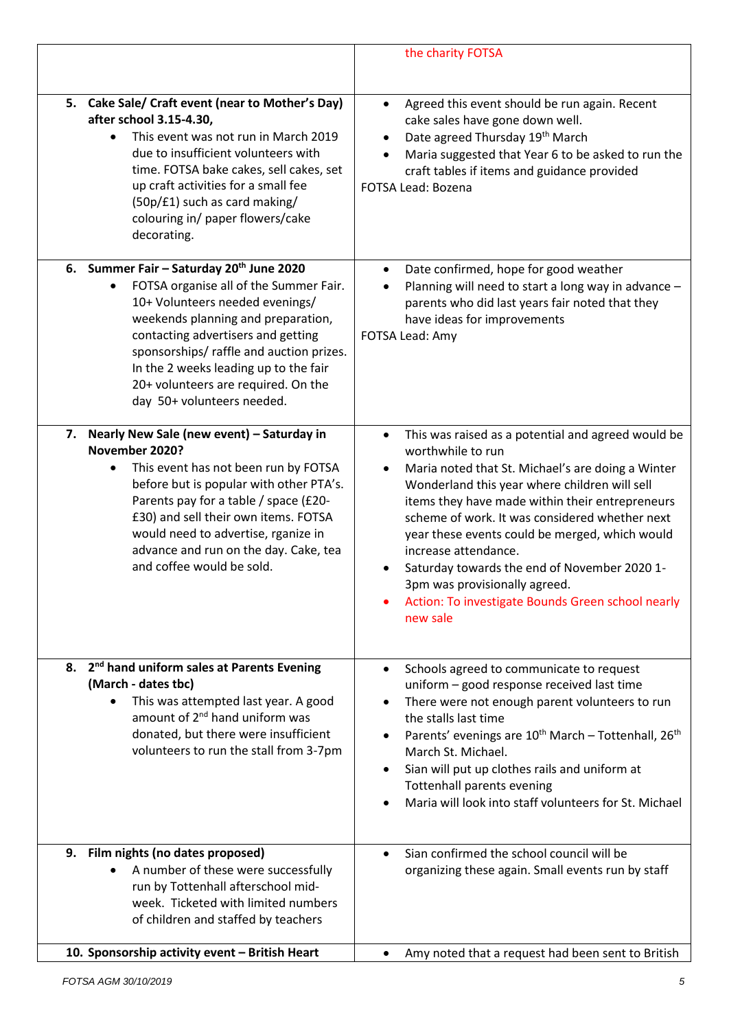| | |
|---|---|
| | the charity FOTSA |
| **5. Cake Sale/ Craft event (near to Mother's Day) after school 3.15-4.30,**<br>• This event was not run in March 2019 due to insufficient volunteers with time. FOTSA bake cakes, sell cakes, set up craft activities for a small fee (50p/£1) such as card making/ colouring in/ paper flowers/cake decorating. | • Agreed this event should be run again. Recent cake sales have gone down well.<br>• Date agreed Thursday 19th March<br>• Maria suggested that Year 6 to be asked to run the craft tables if items and guidance provided<br>FOTSA Lead: Bozena |
| **6. Summer Fair – Saturday 20th June 2020**<br>• FOTSA organise all of the Summer Fair. 10+ Volunteers needed evenings/ weekends planning and preparation, contacting advertisers and getting sponsorships/ raffle and auction prizes. In the 2 weeks leading up to the fair 20+ volunteers are required. On the day 50+ volunteers needed. | • Date confirmed, hope for good weather<br>• Planning will need to start a long way in advance – parents who did last years fair noted that they have ideas for improvements<br>FOTSA Lead: Amy |
| **7. Nearly New Sale (new event) – Saturday in November 2020?**<br>• This event has not been run by FOTSA before but is popular with other PTA's. Parents pay for a table / space (£20-£30) and sell their own items. FOTSA would need to advertise, rganize in advance and run on the day. Cake, tea and coffee would be sold. | • This was raised as a potential and agreed would be worthwhile to run<br>• Maria noted that St. Michael's are doing a Winter Wonderland this year where children will sell items they have made within their entrepreneurs scheme of work. It was considered whether next year these events could be merged, which would increase attendance.<br>• Saturday towards the end of November 2020 1-3pm was provisionally agreed.<br>• Action: To investigate Bounds Green school nearly new sale |
| **8. 2nd hand uniform sales at Parents Evening (March - dates tbc)**<br>• This was attempted last year. A good amount of 2nd hand uniform was donated, but there were insufficient volunteers to run the stall from 3-7pm | • Schools agreed to communicate to request uniform – good response received last time<br>• There were not enough parent volunteers to run the stalls last time<br>• Parents' evenings are 10th March – Tottenhall, 26th March St. Michael.<br>• Sian will put up clothes rails and uniform at Tottenhall parents evening<br>• Maria will look into staff volunteers for St. Michael |
| **9. Film nights (no dates proposed)**<br>• A number of these were successfully run by Tottenhall afterschool mid-week. Ticketed with limited numbers of children and staffed by teachers | • Sian confirmed the school council will be organizing these again. Small events run by staff |
| **10. Sponsorship activity event – British Heart** | • Amy noted that a request had been sent to British |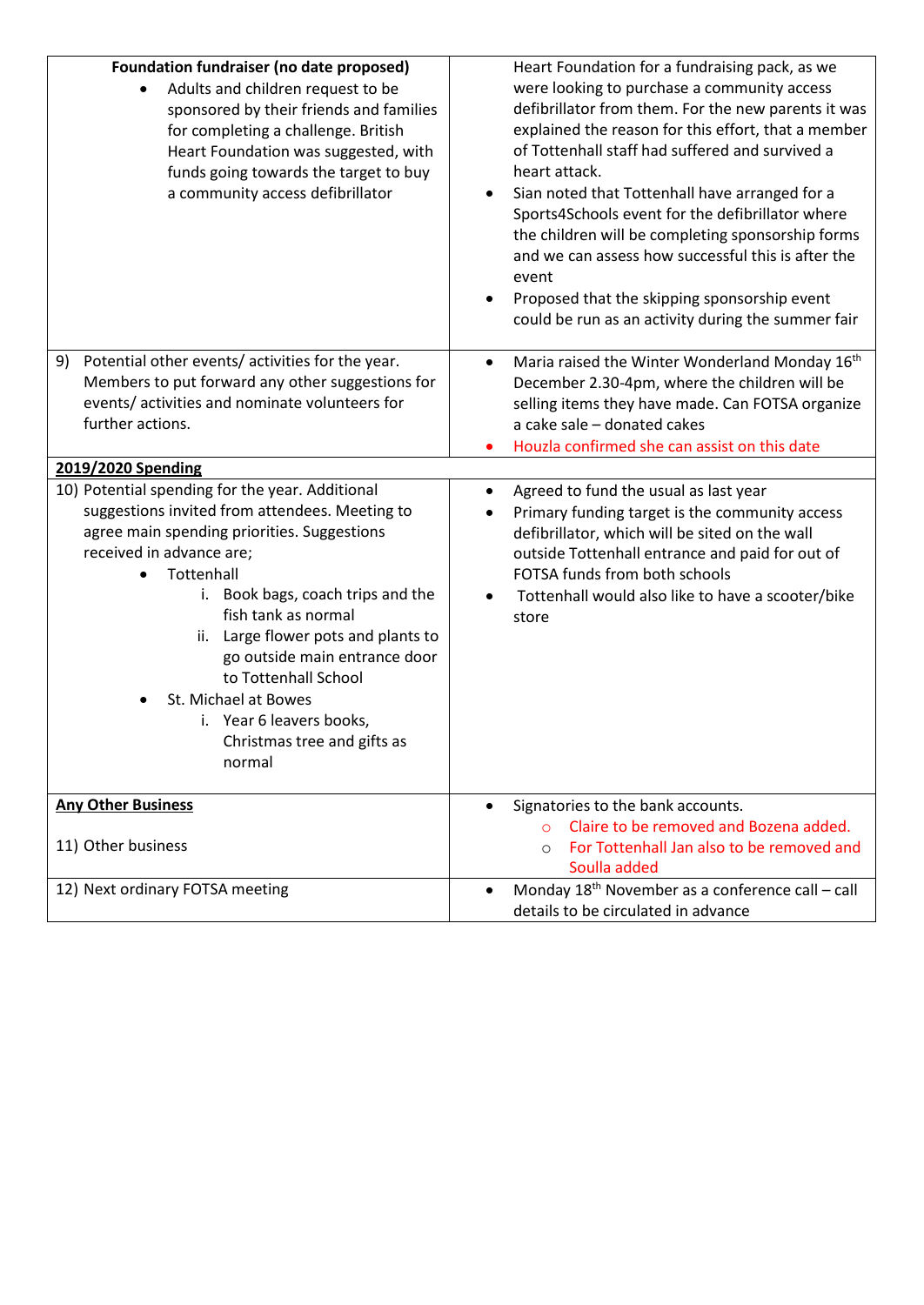| | |
|---|---|
| **Foundation fundraiser (no date proposed)**<br>• Adults and children request to be sponsored by their friends and families for completing a challenge. British Heart Foundation was suggested, with funds going towards the target to buy a community access defibrillator | Heart Foundation for a fundraising pack, as we were looking to purchase a community access defibrillator from them. For the new parents it was explained the reason for this effort, that a member of Tottenhall staff had suffered and survived a heart attack.<br>• Sian noted that Tottenhall have arranged for a Sports4Schools event for the defibrillator where the children will be completing sponsorship forms and we can assess how successful this is after the event<br>• Proposed that the skipping sponsorship event could be run as an activity during the summer fair |
| 9) Potential other events/ activities for the year. Members to put forward any other suggestions for events/ activities and nominate volunteers for further actions. | • Maria raised the Winter Wonderland Monday 16th December 2.30-4pm, where the children will be selling items they have made. Can FOTSA organize a cake sale – donated cakes<br>• Houzla confirmed she can assist on this date |
| **2019/2020 Spending** | |
| 10) Potential spending for the year. Additional suggestions invited from attendees. Meeting to agree main spending priorities. Suggestions received in advance are;<br>• Tottenhall<br>i. Book bags, coach trips and the fish tank as normal<br>ii. Large flower pots and plants to go outside main entrance door to Tottenhall School<br>• St. Michael at Bowes<br>i. Year 6 leavers books, Christmas tree and gifts as normal | • Agreed to fund the usual as last year<br>• Primary funding target is the community access defibrillator, which will be sited on the wall outside Tottenhall entrance and paid for out of FOTSA funds from both schools<br>• Tottenhall would also like to have a scooter/bike store |
| **Any Other Business**<br><br>11) Other business | • Signatories to the bank accounts.<br>○ Claire to be removed and Bozena added.<br>○ For Tottenhall Jan also to be removed and Soulla added |
| 12) Next ordinary FOTSA meeting | • Monday 18th November as a conference call – call details to be circulated in advance |